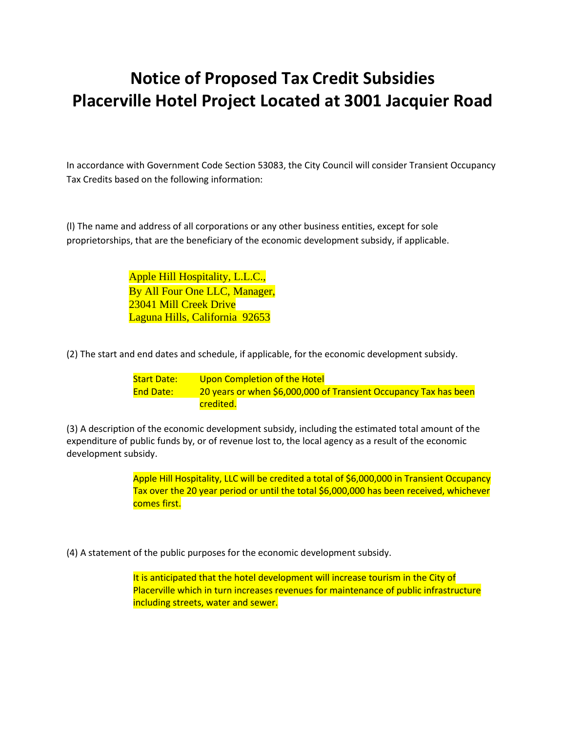# Notice of Proposed Tax Credit Subsidies
# Placerville Hotel Project Located at 3001 Jacquier Road

In accordance with Government Code Section 53083, the City Council will consider Transient Occupancy Tax Credits based on the following information:

(l) The name and address of all corporations or any other business entities, except for sole proprietorships, that are the beneficiary of the economic development subsidy, if applicable.

> Apple Hill Hospitality, L.L.C.,
> By All Four One LLC, Manager,
> 23041 Mill Creek Drive
> Laguna Hills, California 92653

(2) The start and end dates and schedule, if applicable, for the economic development subsidy.

> Start Date: Upon Completion of the Hotel
> End Date: 20 years or when $6,000,000 of Transient Occupancy Tax has been credited.

(3) A description of the economic development subsidy, including the estimated total amount of the expenditure of public funds by, or of revenue lost to, the local agency as a result of the economic development subsidy.

> Apple Hill Hospitality, LLC will be credited a total of $6,000,000 in Transient Occupancy Tax over the 20 year period or until the total $6,000,000 has been received, whichever comes first.

(4) A statement of the public purposes for the economic development subsidy.

> It is anticipated that the hotel development will increase tourism in the City of Placerville which in turn increases revenues for maintenance of public infrastructure including streets, water and sewer.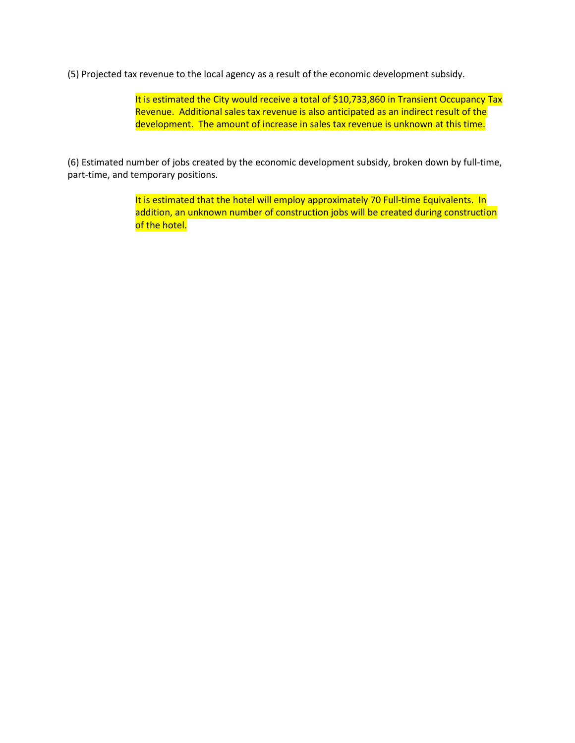(5) Projected tax revenue to the local agency as a result of the economic development subsidy.

> It is estimated the City would receive a total of $10,733,860 in Transient Occupancy Tax Revenue. Additional sales tax revenue is also anticipated as an indirect result of the development. The amount of increase in sales tax revenue is unknown at this time.

(6) Estimated number of jobs created by the economic development subsidy, broken down by full-time, part-time, and temporary positions.

> It is estimated that the hotel will employ approximately 70 Full-time Equivalents. In addition, an unknown number of construction jobs will be created during construction of the hotel.